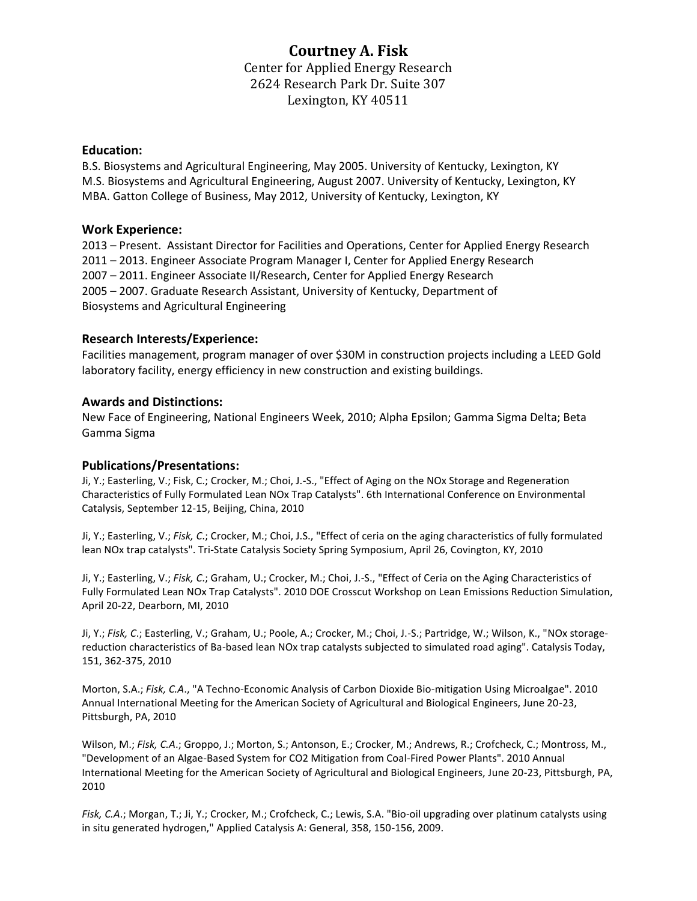# Courtney A. Fisk

Center for Applied Energy Research
2624 Research Park Dr. Suite 307
Lexington, KY 40511

### Education:

B.S. Biosystems and Agricultural Engineering, May 2005. University of Kentucky, Lexington, KY
M.S. Biosystems and Agricultural Engineering, August 2007. University of Kentucky, Lexington, KY
MBA. Gatton College of Business, May 2012, University of Kentucky, Lexington, KY

### Work Experience:

2013 – Present. Assistant Director for Facilities and Operations, Center for Applied Energy Research
2011 – 2013. Engineer Associate Program Manager I, Center for Applied Energy Research
2007 – 2011. Engineer Associate II/Research, Center for Applied Energy Research
2005 – 2007. Graduate Research Assistant, University of Kentucky, Department of Biosystems and Agricultural Engineering

### Research Interests/Experience:

Facilities management, program manager of over $30M in construction projects including a LEED Gold laboratory facility, energy efficiency in new construction and existing buildings.

### Awards and Distinctions:

New Face of Engineering, National Engineers Week, 2010; Alpha Epsilon; Gamma Sigma Delta; Beta Gamma Sigma

### Publications/Presentations:

Ji, Y.; Easterling, V.; Fisk, C.; Crocker, M.; Choi, J.-S., "Effect of Aging on the NOx Storage and Regeneration Characteristics of Fully Formulated Lean NOx Trap Catalysts". 6th International Conference on Environmental Catalysis, September 12-15, Beijing, China, 2010

Ji, Y.; Easterling, V.; *Fisk, C*.; Crocker, M.; Choi, J.S., "Effect of ceria on the aging characteristics of fully formulated lean NOx trap catalysts". Tri-State Catalysis Society Spring Symposium, April 26, Covington, KY, 2010

Ji, Y.; Easterling, V.; *Fisk, C*.; Graham, U.; Crocker, M.; Choi, J.-S., "Effect of Ceria on the Aging Characteristics of Fully Formulated Lean NOx Trap Catalysts". 2010 DOE Crosscut Workshop on Lean Emissions Reduction Simulation, April 20-22, Dearborn, MI, 2010

Ji, Y.; *Fisk, C*.; Easterling, V.; Graham, U.; Poole, A.; Crocker, M.; Choi, J.-S.; Partridge, W.; Wilson, K., "NOx storage-reduction characteristics of Ba-based lean NOx trap catalysts subjected to simulated road aging". Catalysis Today, 151, 362-375, 2010

Morton, S.A.; *Fisk, C.A*., "A Techno-Economic Analysis of Carbon Dioxide Bio-mitigation Using Microalgae". 2010 Annual International Meeting for the American Society of Agricultural and Biological Engineers, June 20-23, Pittsburgh, PA, 2010

Wilson, M.; *Fisk, C.A*.; Groppo, J.; Morton, S.; Antonson, E.; Crocker, M.; Andrews, R.; Crofcheck, C.; Montross, M., "Development of an Algae-Based System for CO2 Mitigation from Coal-Fired Power Plants". 2010 Annual International Meeting for the American Society of Agricultural and Biological Engineers, June 20-23, Pittsburgh, PA, 2010

*Fisk, C.A*.; Morgan, T.; Ji, Y.; Crocker, M.; Crofcheck, C.; Lewis, S.A. "Bio-oil upgrading over platinum catalysts using in situ generated hydrogen," Applied Catalysis A: General, 358, 150-156, 2009.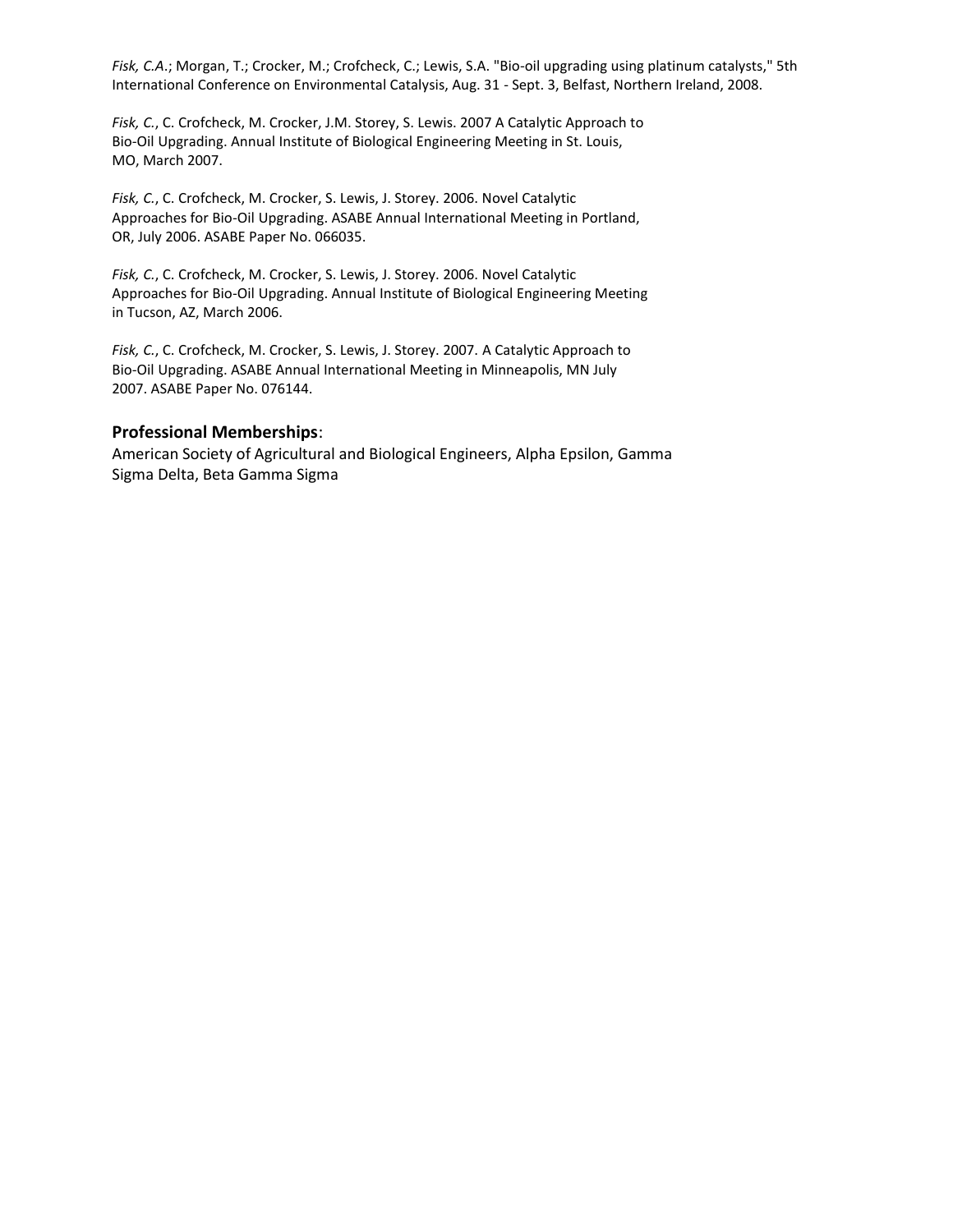*Fisk, C.A*.; Morgan, T.; Crocker, M.; Crofcheck, C.; Lewis, S.A. "Bio-oil upgrading using platinum catalysts," 5th International Conference on Environmental Catalysis, Aug. 31 - Sept. 3, Belfast, Northern Ireland, 2008.

*Fisk, C.*, C. Crofcheck, M. Crocker, J.M. Storey, S. Lewis. 2007 A Catalytic Approach to Bio-Oil Upgrading. Annual Institute of Biological Engineering Meeting in St. Louis, MO, March 2007.

*Fisk, C.*, C. Crofcheck, M. Crocker, S. Lewis, J. Storey. 2006. Novel Catalytic Approaches for Bio-Oil Upgrading. ASABE Annual International Meeting in Portland, OR, July 2006. ASABE Paper No. 066035.

*Fisk, C.*, C. Crofcheck, M. Crocker, S. Lewis, J. Storey. 2006. Novel Catalytic Approaches for Bio-Oil Upgrading. Annual Institute of Biological Engineering Meeting in Tucson, AZ, March 2006.

*Fisk, C.*, C. Crofcheck, M. Crocker, S. Lewis, J. Storey. 2007. A Catalytic Approach to Bio-Oil Upgrading. ASABE Annual International Meeting in Minneapolis, MN July 2007. ASABE Paper No. 076144.

**Professional Memberships**:
American Society of Agricultural and Biological Engineers, Alpha Epsilon, Gamma Sigma Delta, Beta Gamma Sigma